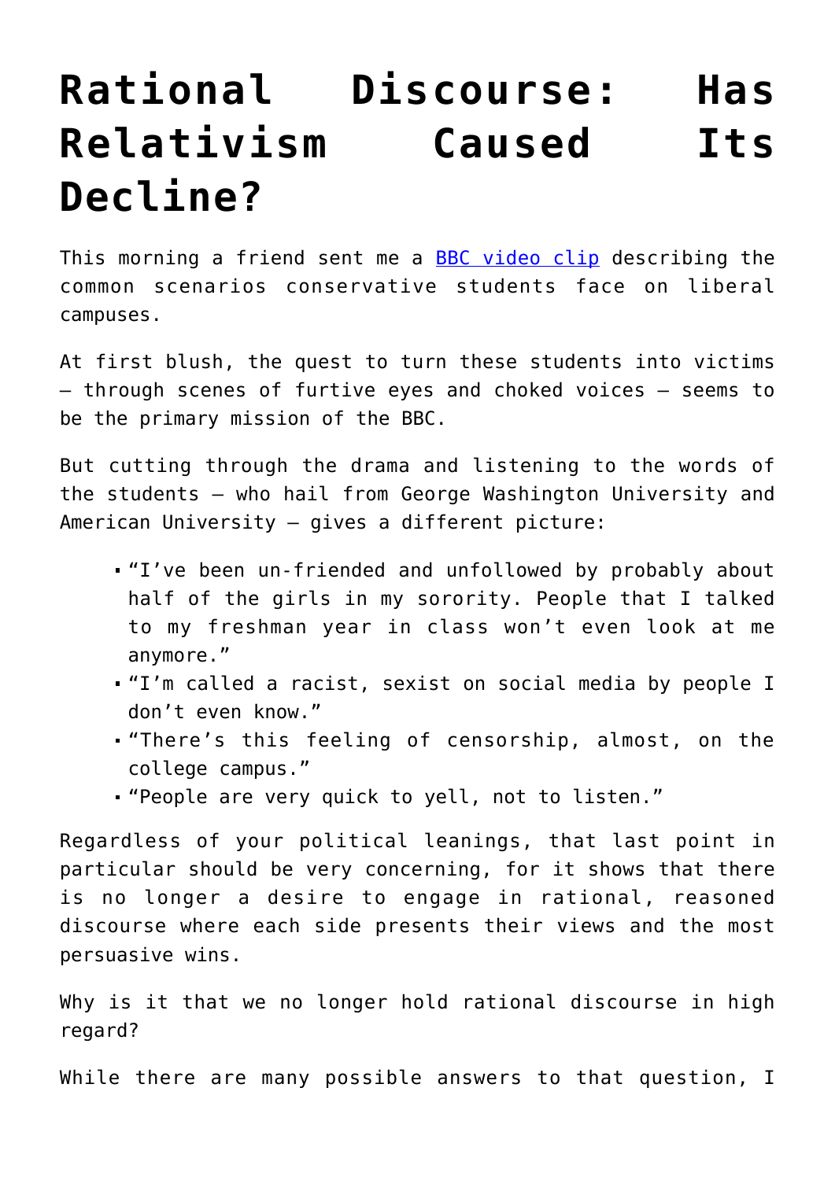# Rational Discourse: Has Relativism Caused Its Decline?

This morning a friend sent me a [BBC video clip](#) describing the common scenarios conservative students face on liberal campuses.

At first blush, the quest to turn these students into victims – through scenes of furtive eyes and choked voices – seems to be the primary mission of the BBC.

But cutting through the drama and listening to the words of the students – who hail from George Washington University and American University – gives a different picture:

- "I've been un-friended and unfollowed by probably about half of the girls in my sorority. People that I talked to my freshman year in class won't even look at me anymore."
- "I'm called a racist, sexist on social media by people I don't even know."
- "There's this feeling of censorship, almost, on the college campus."
- "People are very quick to yell, not to listen."

Regardless of your political leanings, that last point in particular should be very concerning, for it shows that there is no longer a desire to engage in rational, reasoned discourse where each side presents their views and the most persuasive wins.

Why is it that we no longer hold rational discourse in high regard?

While there are many possible answers to that question, I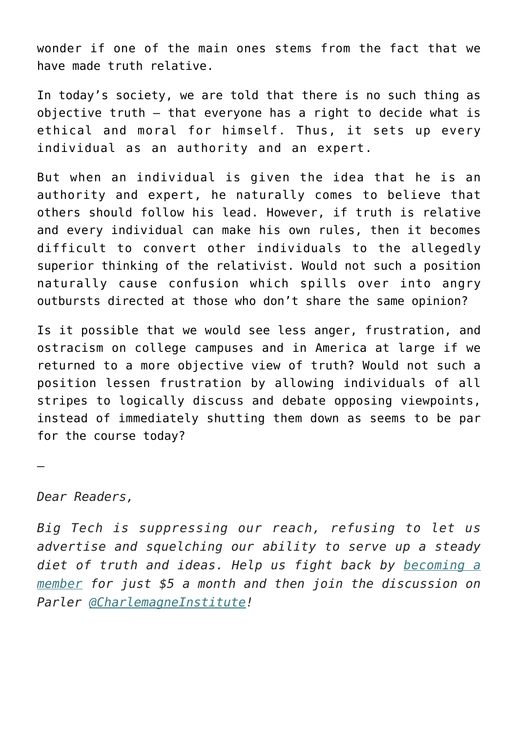wonder if one of the main ones stems from the fact that we have made truth relative.

In today's society, we are told that there is no such thing as objective truth – that everyone has a right to decide what is ethical and moral for himself. Thus, it sets up every individual as an authority and an expert.

But when an individual is given the idea that he is an authority and expert, he naturally comes to believe that others should follow his lead. However, if truth is relative and every individual can make his own rules, then it becomes difficult to convert other individuals to the allegedly superior thinking of the relativist. Would not such a position naturally cause confusion which spills over into angry outbursts directed at those who don't share the same opinion?

Is it possible that we would see less anger, frustration, and ostracism on college campuses and in America at large if we returned to a more objective view of truth? Would not such a position lessen frustration by allowing individuals of all stripes to logically discuss and debate opposing viewpoints, instead of immediately shutting them down as seems to be par for the course today?

—

*Dear Readers,*

*Big Tech is suppressing our reach, refusing to let us advertise and squelching our ability to serve up a steady diet of truth and ideas. Help us fight back by becoming a member for just $5 a month and then join the discussion on Parler @CharlemagneInstitute!*